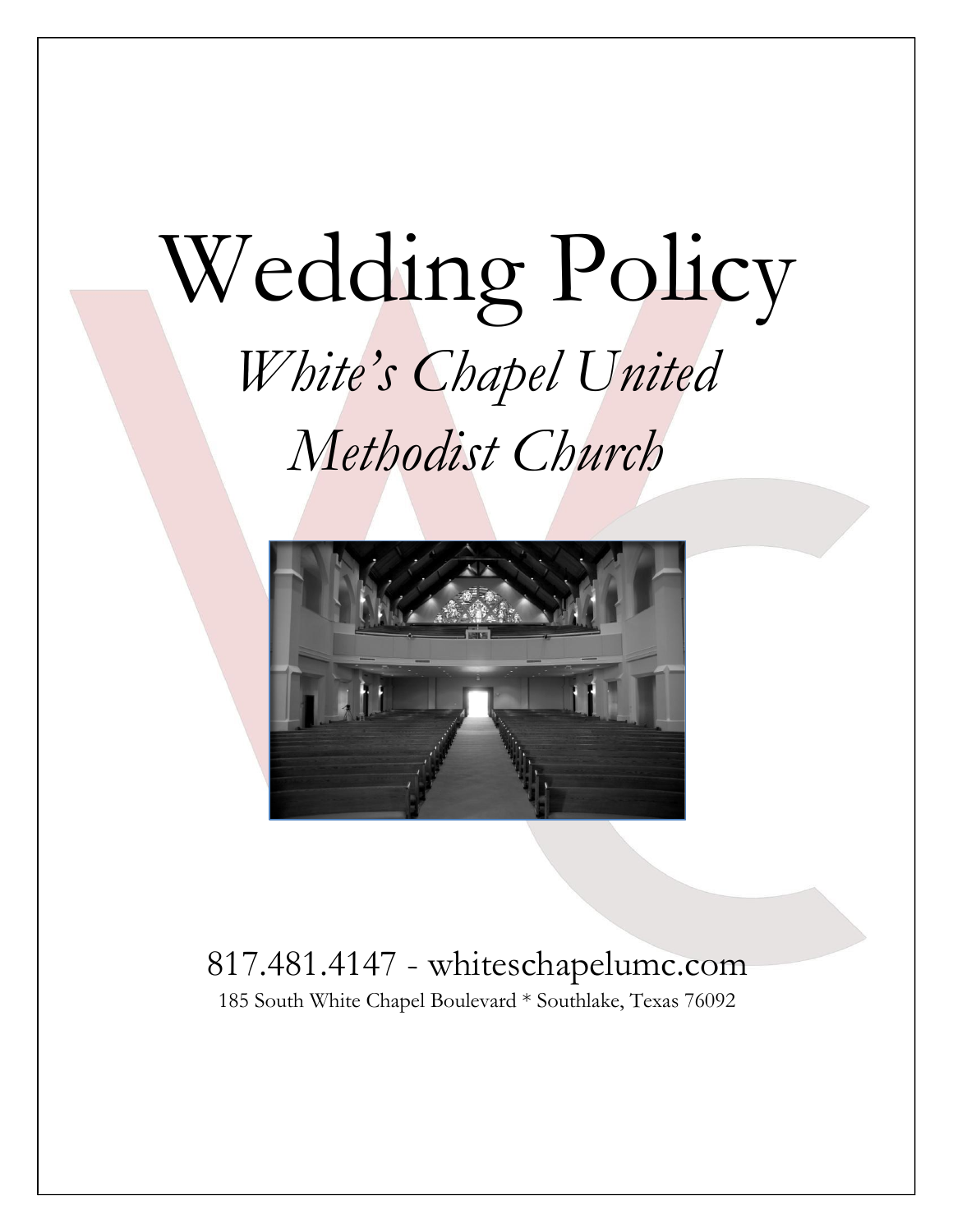# Wedding Policy

## *White's Chapel United Methodist Church*

817.481.4147 - whiteschapelumc.com

185 South White Chapel Boulevard * Southlake, Texas 76092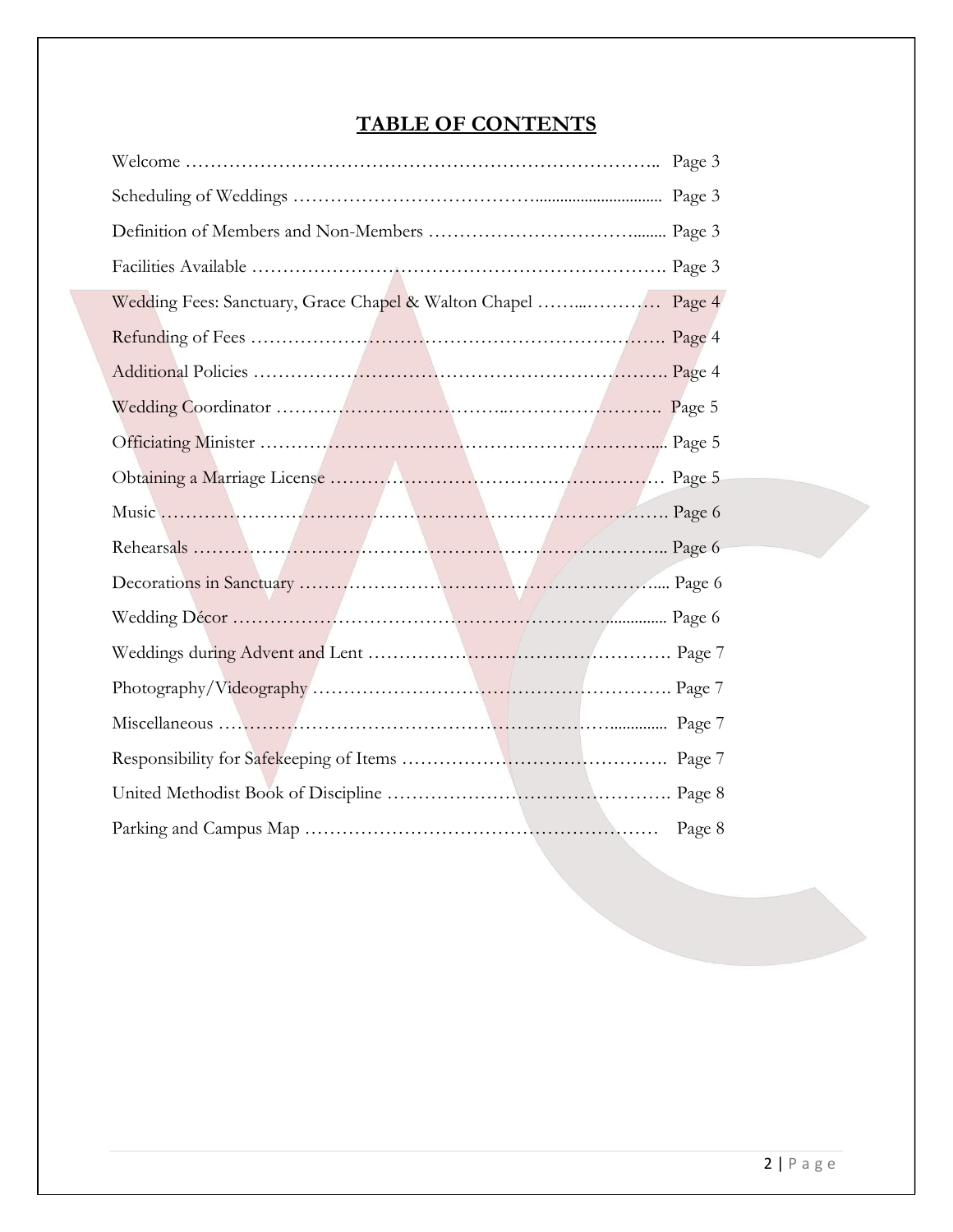# TABLE OF CONTENTS

| Section | Page |
| --- | --- |
| Welcome | Page 3 |
| Scheduling of Weddings | Page 3 |
| Definition of Members and Non-Members | Page 3 |
| Facilities Available | Page 3 |
| Wedding Fees: Sanctuary, Grace Chapel & Walton Chapel | Page 4 |
| Refunding of Fees | Page 4 |
| Additional Policies | Page 4 |
| Wedding Coordinator | Page 5 |
| Officiating Minister | Page 5 |
| Obtaining a Marriage License | Page 5 |
| Music | Page 6 |
| Rehearsals | Page 6 |
| Decorations in Sanctuary | Page 6 |
| Wedding Décor | Page 6 |
| Weddings during Advent and Lent | Page 7 |
| Photography/Videography | Page 7 |
| Miscellaneous | Page 7 |
| Responsibility for Safekeeping of Items | Page 7 |
| United Methodist Book of Discipline | Page 8 |
| Parking and Campus Map | Page 8 |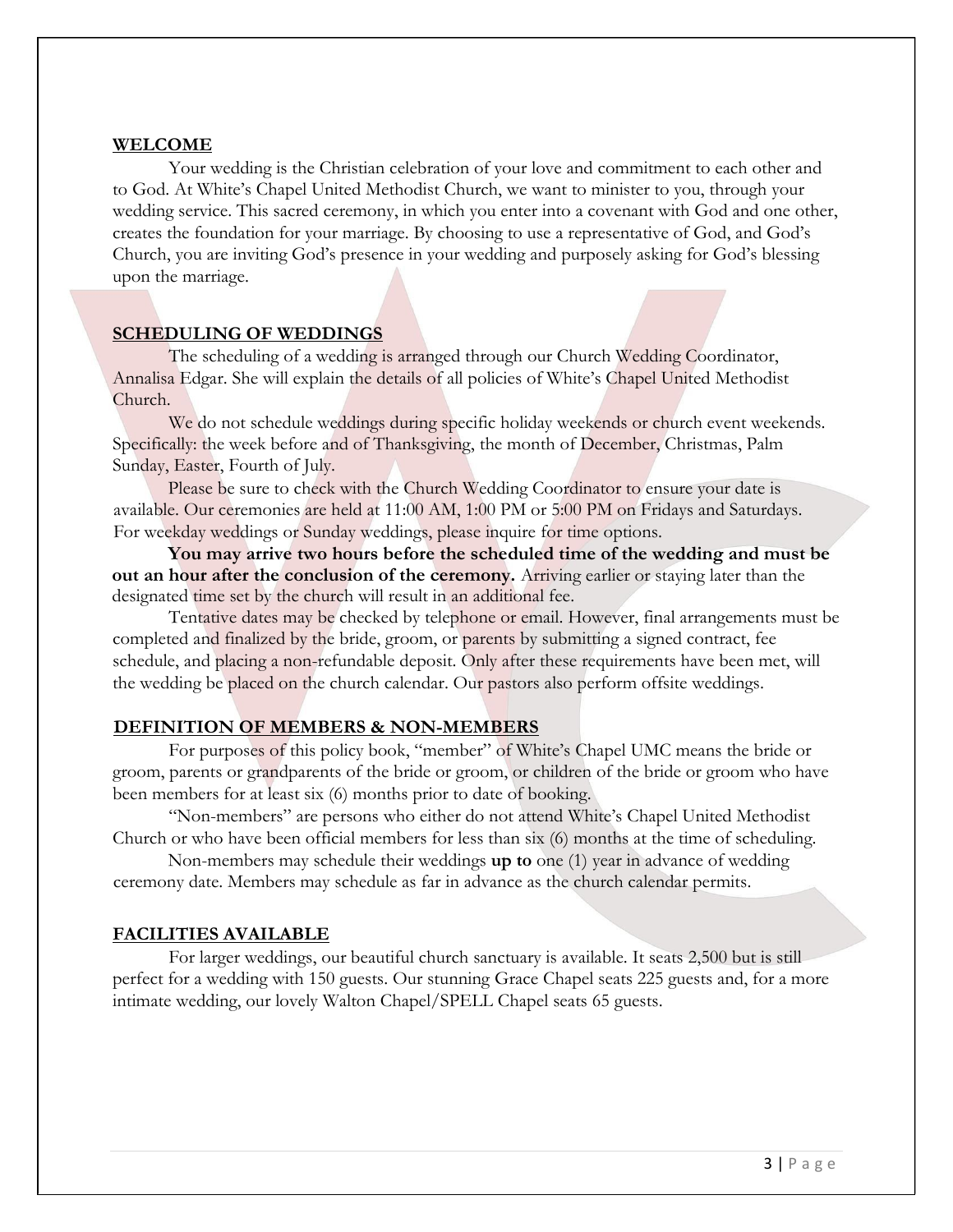## WELCOME

Your wedding is the Christian celebration of your love and commitment to each other and to God. At White's Chapel United Methodist Church, we want to minister to you, through your wedding service. This sacred ceremony, in which you enter into a covenant with God and one other, creates the foundation for your marriage. By choosing to use a representative of God, and God's Church, you are inviting God's presence in your wedding and purposely asking for God's blessing upon the marriage.

## SCHEDULING OF WEDDINGS

The scheduling of a wedding is arranged through our Church Wedding Coordinator, Annalisa Edgar. She will explain the details of all policies of White's Chapel United Methodist Church.

We do not schedule weddings during specific holiday weekends or church event weekends. Specifically: the week before and of Thanksgiving, the month of December, Christmas, Palm Sunday, Easter, Fourth of July.

Please be sure to check with the Church Wedding Coordinator to ensure your date is available. Our ceremonies are held at 11:00 AM, 1:00 PM or 5:00 PM on Fridays and Saturdays. For weekday weddings or Sunday weddings, please inquire for time options.

**You may arrive two hours before the scheduled time of the wedding and must be out an hour after the conclusion of the ceremony.** Arriving earlier or staying later than the designated time set by the church will result in an additional fee.

Tentative dates may be checked by telephone or email. However, final arrangements must be completed and finalized by the bride, groom, or parents by submitting a signed contract, fee schedule, and placing a non-refundable deposit. Only after these requirements have been met, will the wedding be placed on the church calendar. Our pastors also perform offsite weddings.

## DEFINITION OF MEMBERS & NON-MEMBERS

For purposes of this policy book, "member" of White's Chapel UMC means the bride or groom, parents or grandparents of the bride or groom, or children of the bride or groom who have been members for at least six (6) months prior to date of booking.

"Non-members" are persons who either do not attend White's Chapel United Methodist Church or who have been official members for less than six (6) months at the time of scheduling.

Non-members may schedule their weddings **up to** one (1) year in advance of wedding ceremony date. Members may schedule as far in advance as the church calendar permits.

## FACILITIES AVAILABLE

For larger weddings, our beautiful church sanctuary is available. It seats 2,500 but is still perfect for a wedding with 150 guests. Our stunning Grace Chapel seats 225 guests and, for a more intimate wedding, our lovely Walton Chapel/SPELL Chapel seats 65 guests.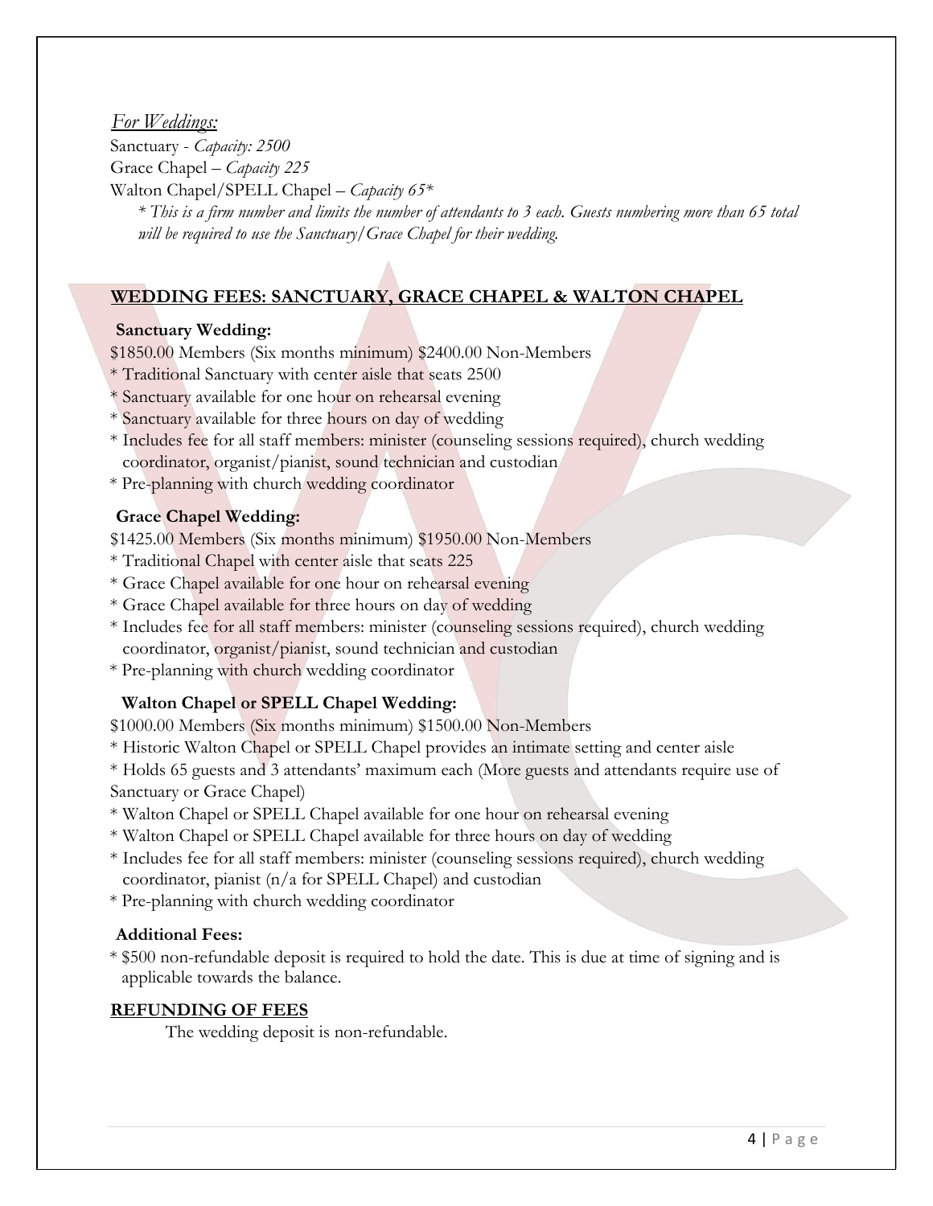*For Weddings:*

Sanctuary - *Capacity: 2500*
Grace Chapel – *Capacity 225*
Walton Chapel/SPELL Chapel – *Capacity 65**

*\* This is a firm number and limits the number of attendants to 3 each. Guests numbering more than 65 total will be required to use the Sanctuary/Grace Chapel for their wedding.*

## WEDDING FEES: SANCTUARY, GRACE CHAPEL & WALTON CHAPEL

**Sanctuary Wedding:**

$1850.00 Members (Six months minimum) $2400.00 Non-Members

* Traditional Sanctuary with center aisle that seats 2500
* Sanctuary available for one hour on rehearsal evening
* Sanctuary available for three hours on day of wedding
* Includes fee for all staff members: minister (counseling sessions required), church wedding coordinator, organist/pianist, sound technician and custodian
* Pre-planning with church wedding coordinator

**Grace Chapel Wedding:**

$1425.00 Members (Six months minimum) $1950.00 Non-Members

* Traditional Chapel with center aisle that seats 225
* Grace Chapel available for one hour on rehearsal evening
* Grace Chapel available for three hours on day of wedding
* Includes fee for all staff members: minister (counseling sessions required), church wedding coordinator, organist/pianist, sound technician and custodian
* Pre-planning with church wedding coordinator

**Walton Chapel or SPELL Chapel Wedding:**

$1000.00 Members (Six months minimum) $1500.00 Non-Members

* Historic Walton Chapel or SPELL Chapel provides an intimate setting and center aisle
* Holds 65 guests and 3 attendants' maximum each (More guests and attendants require use of Sanctuary or Grace Chapel)
* Walton Chapel or SPELL Chapel available for one hour on rehearsal evening
* Walton Chapel or SPELL Chapel available for three hours on day of wedding
* Includes fee for all staff members: minister (counseling sessions required), church wedding coordinator, pianist (n/a for SPELL Chapel) and custodian
* Pre-planning with church wedding coordinator

**Additional Fees:**

* $500 non-refundable deposit is required to hold the date. This is due at time of signing and is applicable towards the balance.

## REFUNDING OF FEES

The wedding deposit is non-refundable.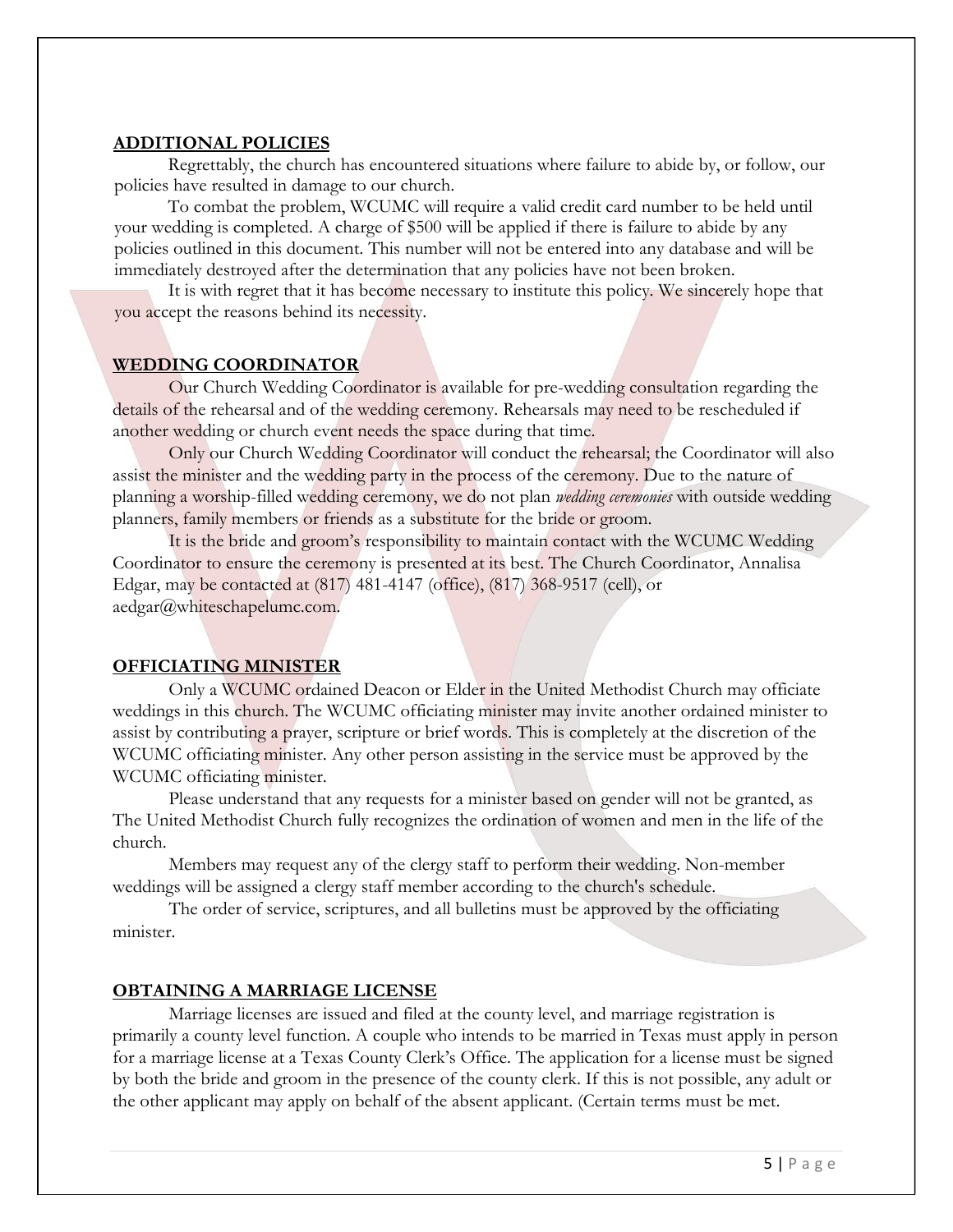## ADDITIONAL POLICIES

Regrettably, the church has encountered situations where failure to abide by, or follow, our policies have resulted in damage to our church.

To combat the problem, WCUMC will require a valid credit card number to be held until your wedding is completed. A charge of $500 will be applied if there is failure to abide by any policies outlined in this document. This number will not be entered into any database and will be immediately destroyed after the determination that any policies have not been broken.

It is with regret that it has become necessary to institute this policy. We sincerely hope that you accept the reasons behind its necessity.

## WEDDING COORDINATOR

Our Church Wedding Coordinator is available for pre-wedding consultation regarding the details of the rehearsal and of the wedding ceremony. Rehearsals may need to be rescheduled if another wedding or church event needs the space during that time.

Only our Church Wedding Coordinator will conduct the rehearsal; the Coordinator will also assist the minister and the wedding party in the process of the ceremony. Due to the nature of planning a worship-filled wedding ceremony, we do not plan *wedding ceremonies* with outside wedding planners, family members or friends as a substitute for the bride or groom.

It is the bride and groom's responsibility to maintain contact with the WCUMC Wedding Coordinator to ensure the ceremony is presented at its best. The Church Coordinator, Annalisa Edgar, may be contacted at (817) 481-4147 (office), (817) 368-9517 (cell), or aedgar@whiteschapelumc.com.

## OFFICIATING MINISTER

Only a WCUMC ordained Deacon or Elder in the United Methodist Church may officiate weddings in this church. The WCUMC officiating minister may invite another ordained minister to assist by contributing a prayer, scripture or brief words. This is completely at the discretion of the WCUMC officiating minister. Any other person assisting in the service must be approved by the WCUMC officiating minister.

Please understand that any requests for a minister based on gender will not be granted, as The United Methodist Church fully recognizes the ordination of women and men in the life of the church.

Members may request any of the clergy staff to perform their wedding. Non-member weddings will be assigned a clergy staff member according to the church's schedule.

The order of service, scriptures, and all bulletins must be approved by the officiating minister.

## OBTAINING A MARRIAGE LICENSE

Marriage licenses are issued and filed at the county level, and marriage registration is primarily a county level function. A couple who intends to be married in Texas must apply in person for a marriage license at a Texas County Clerk's Office. The application for a license must be signed by both the bride and groom in the presence of the county clerk. If this is not possible, any adult or the other applicant may apply on behalf of the absent applicant. (Certain terms must be met.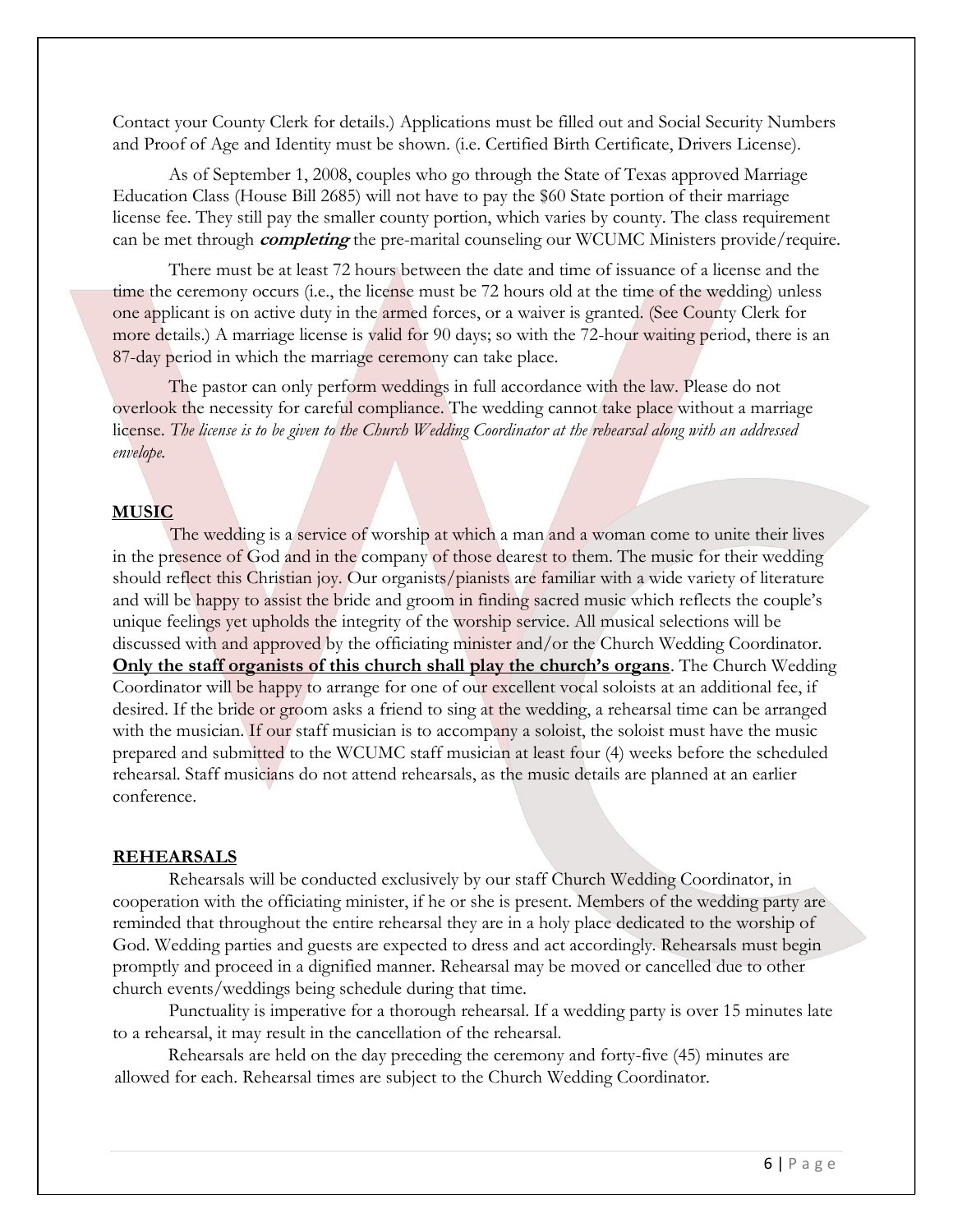Contact your County Clerk for details.) Applications must be filled out and Social Security Numbers and Proof of Age and Identity must be shown. (i.e. Certified Birth Certificate, Drivers License).

As of September 1, 2008, couples who go through the State of Texas approved Marriage Education Class (House Bill 2685) will not have to pay the $60 State portion of their marriage license fee. They still pay the smaller county portion, which varies by county. The class requirement can be met through ***completing*** the pre-marital counseling our WCUMC Ministers provide/require.

There must be at least 72 hours between the date and time of issuance of a license and the time the ceremony occurs (i.e., the license must be 72 hours old at the time of the wedding) unless one applicant is on active duty in the armed forces, or a waiver is granted. (See County Clerk for more details.) A marriage license is valid for 90 days; so with the 72-hour waiting period, there is an 87-day period in which the marriage ceremony can take place.

The pastor can only perform weddings in full accordance with the law. Please do not overlook the necessity for careful compliance. The wedding cannot take place without a marriage license. *The license is to be given to the Church Wedding Coordinator at the rehearsal along with an addressed envelope.*

## MUSIC

The wedding is a service of worship at which a man and a woman come to unite their lives in the presence of God and in the company of those dearest to them. The music for their wedding should reflect this Christian joy. Our organists/pianists are familiar with a wide variety of literature and will be happy to assist the bride and groom in finding sacred music which reflects the couple's unique feelings yet upholds the integrity of the worship service. All musical selections will be discussed with and approved by the officiating minister and/or the Church Wedding Coordinator. **Only the staff organists of this church shall play the church's organs**. The Church Wedding Coordinator will be happy to arrange for one of our excellent vocal soloists at an additional fee, if desired. If the bride or groom asks a friend to sing at the wedding, a rehearsal time can be arranged with the musician. If our staff musician is to accompany a soloist, the soloist must have the music prepared and submitted to the WCUMC staff musician at least four (4) weeks before the scheduled rehearsal. Staff musicians do not attend rehearsals, as the music details are planned at an earlier conference.

## REHEARSALS

Rehearsals will be conducted exclusively by our staff Church Wedding Coordinator, in cooperation with the officiating minister, if he or she is present. Members of the wedding party are reminded that throughout the entire rehearsal they are in a holy place dedicated to the worship of God. Wedding parties and guests are expected to dress and act accordingly. Rehearsals must begin promptly and proceed in a dignified manner. Rehearsal may be moved or cancelled due to other church events/weddings being schedule during that time.

Punctuality is imperative for a thorough rehearsal. If a wedding party is over 15 minutes late to a rehearsal, it may result in the cancellation of the rehearsal.

Rehearsals are held on the day preceding the ceremony and forty-five (45) minutes are allowed for each. Rehearsal times are subject to the Church Wedding Coordinator.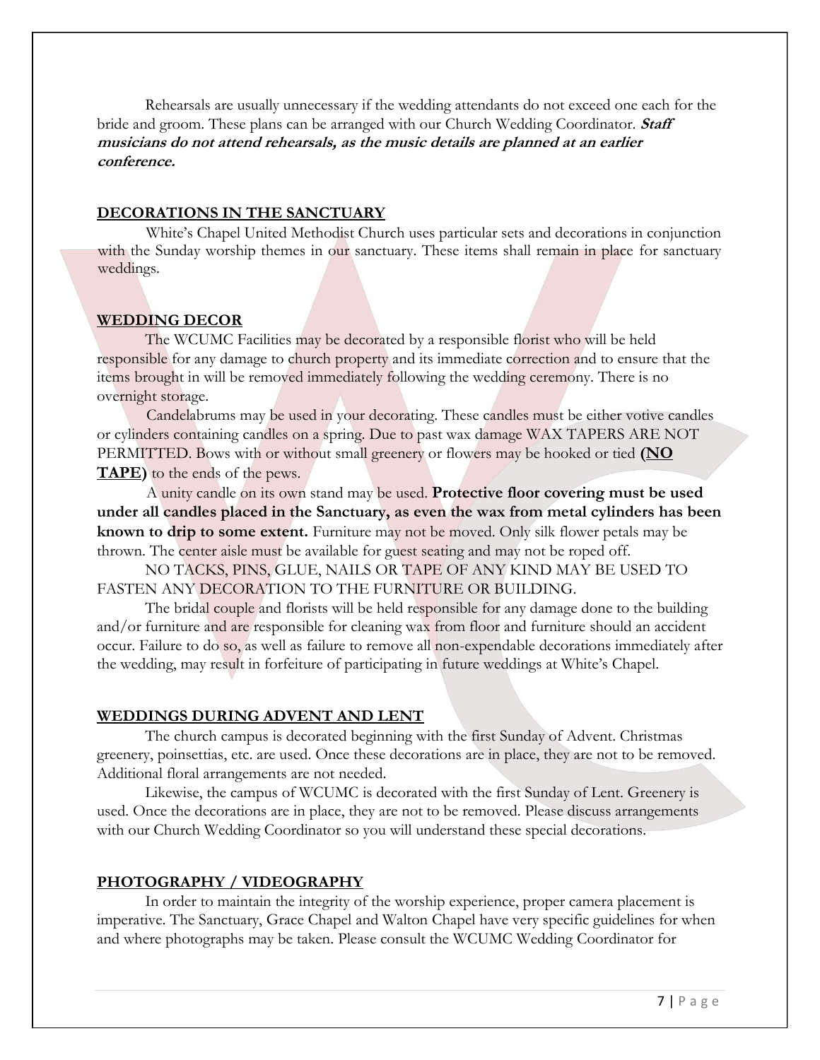Rehearsals are usually unnecessary if the wedding attendants do not exceed one each for the bride and groom. These plans can be arranged with our Church Wedding Coordinator. ***Staff musicians do not attend rehearsals, as the music details are planned at an earlier conference.***

## DECORATIONS IN THE SANCTUARY

White's Chapel United Methodist Church uses particular sets and decorations in conjunction with the Sunday worship themes in our sanctuary. These items shall remain in place for sanctuary weddings.

## WEDDING DECOR

The WCUMC Facilities may be decorated by a responsible florist who will be held responsible for any damage to church property and its immediate correction and to ensure that the items brought in will be removed immediately following the wedding ceremony. There is no overnight storage.

Candelabrums may be used in your decorating. These candles must be either votive candles or cylinders containing candles on a spring. Due to past wax damage WAX TAPERS ARE NOT PERMITTED. Bows with or without small greenery or flowers may be hooked or tied **(NO TAPE)** to the ends of the pews.

A unity candle on its own stand may be used. **Protective floor covering must be used under all candles placed in the Sanctuary, as even the wax from metal cylinders has been known to drip to some extent.** Furniture may not be moved. Only silk flower petals may be thrown. The center aisle must be available for guest seating and may not be roped off.

NO TACKS, PINS, GLUE, NAILS OR TAPE OF ANY KIND MAY BE USED TO FASTEN ANY DECORATION TO THE FURNITURE OR BUILDING.

The bridal couple and florists will be held responsible for any damage done to the building and/or furniture and are responsible for cleaning wax from floor and furniture should an accident occur. Failure to do so, as well as failure to remove all non-expendable decorations immediately after the wedding, may result in forfeiture of participating in future weddings at White's Chapel.

## WEDDINGS DURING ADVENT AND LENT

The church campus is decorated beginning with the first Sunday of Advent. Christmas greenery, poinsettias, etc. are used. Once these decorations are in place, they are not to be removed. Additional floral arrangements are not needed.

Likewise, the campus of WCUMC is decorated with the first Sunday of Lent. Greenery is used. Once the decorations are in place, they are not to be removed. Please discuss arrangements with our Church Wedding Coordinator so you will understand these special decorations.

## PHOTOGRAPHY / VIDEOGRAPHY

In order to maintain the integrity of the worship experience, proper camera placement is imperative. The Sanctuary, Grace Chapel and Walton Chapel have very specific guidelines for when and where photographs may be taken. Please consult the WCUMC Wedding Coordinator for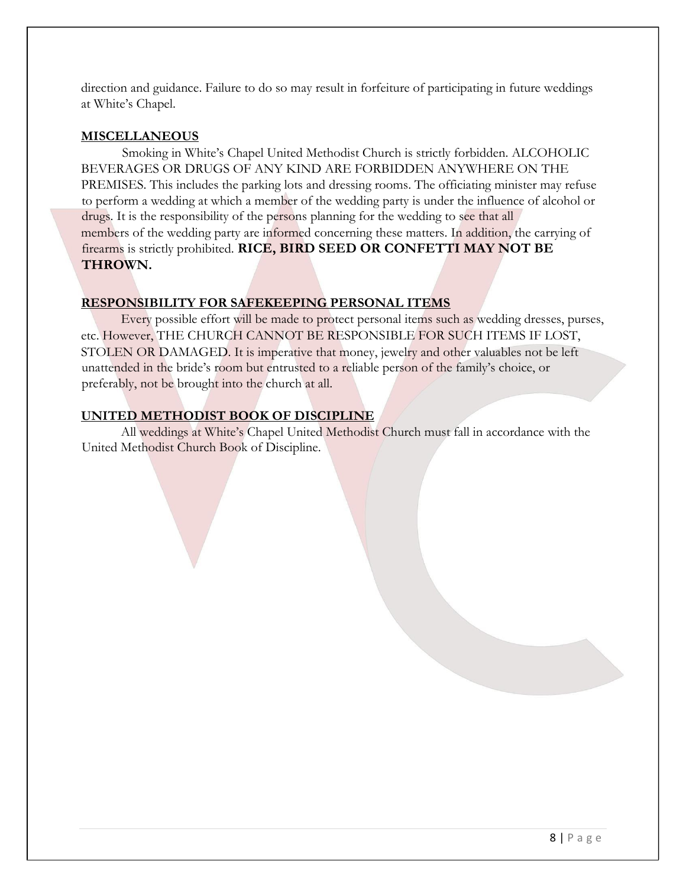direction and guidance. Failure to do so may result in forfeiture of participating in future weddings at White's Chapel.

## MISCELLANEOUS

Smoking in White's Chapel United Methodist Church is strictly forbidden. ALCOHOLIC BEVERAGES OR DRUGS OF ANY KIND ARE FORBIDDEN ANYWHERE ON THE PREMISES. This includes the parking lots and dressing rooms. The officiating minister may refuse to perform a wedding at which a member of the wedding party is under the influence of alcohol or drugs. It is the responsibility of the persons planning for the wedding to see that all members of the wedding party are informed concerning these matters. In addition, the carrying of firearms is strictly prohibited. **RICE, BIRD SEED OR CONFETTI MAY NOT BE THROWN.**

## RESPONSIBILITY FOR SAFEKEEPING PERSONAL ITEMS

Every possible effort will be made to protect personal items such as wedding dresses, purses, etc. However, THE CHURCH CANNOT BE RESPONSIBLE FOR SUCH ITEMS IF LOST, STOLEN OR DAMAGED. It is imperative that money, jewelry and other valuables not be left unattended in the bride's room but entrusted to a reliable person of the family's choice, or preferably, not be brought into the church at all.

## UNITED METHODIST BOOK OF DISCIPLINE

All weddings at White's Chapel United Methodist Church must fall in accordance with the United Methodist Church Book of Discipline.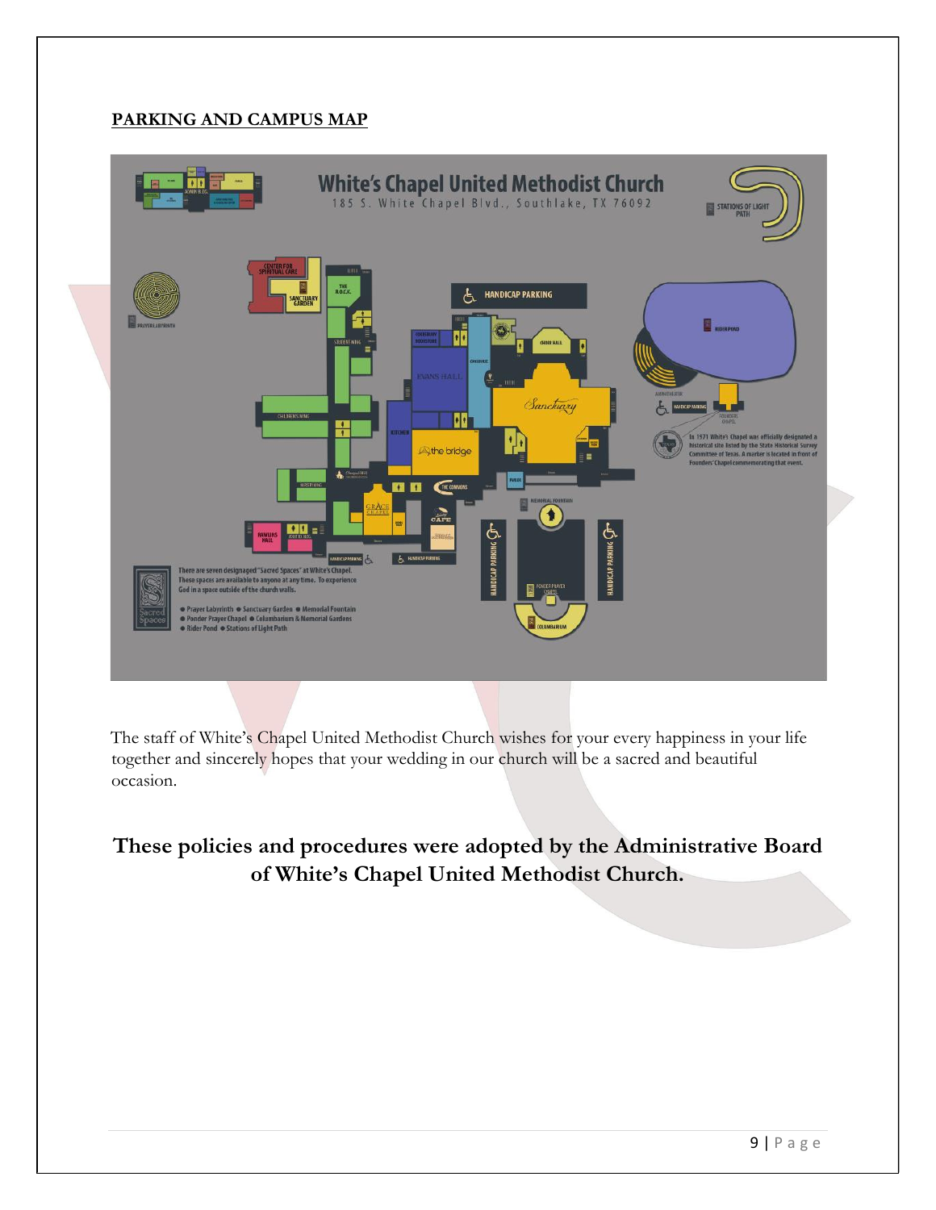**PARKING AND CAMPUS MAP**

The staff of White's Chapel United Methodist Church wishes for your every happiness in your life together and sincerely hopes that your wedding in our church will be a sacred and beautiful occasion.

## These policies and procedures were adopted by the Administrative Board of White's Chapel United Methodist Church.